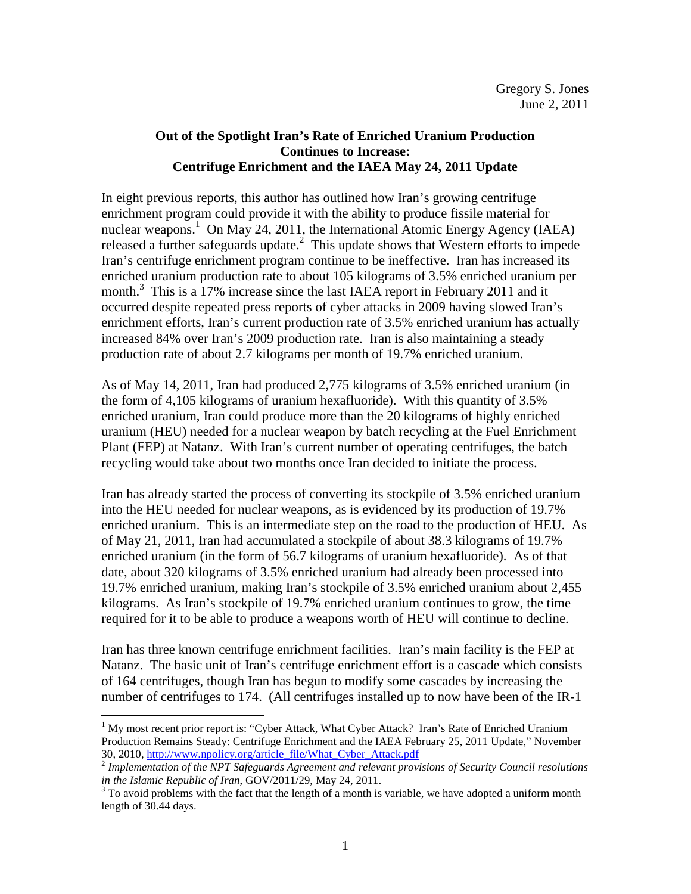Gregory S. Jones
June 2, 2011

**Out of the Spotlight Iran's Rate of Enriched Uranium Production Continues to Increase: Centrifuge Enrichment and the IAEA May 24, 2011 Update**

In eight previous reports, this author has outlined how Iran's growing centrifuge enrichment program could provide it with the ability to produce fissile material for nuclear weapons.[1] On May 24, 2011, the International Atomic Energy Agency (IAEA) released a further safeguards update.[2] This update shows that Western efforts to impede Iran's centrifuge enrichment program continue to be ineffective. Iran has increased its enriched uranium production rate to about 105 kilograms of 3.5% enriched uranium per month.[3] This is a 17% increase since the last IAEA report in February 2011 and it occurred despite repeated press reports of cyber attacks in 2009 having slowed Iran's enrichment efforts, Iran's current production rate of 3.5% enriched uranium has actually increased 84% over Iran's 2009 production rate. Iran is also maintaining a steady production rate of about 2.7 kilograms per month of 19.7% enriched uranium.

As of May 14, 2011, Iran had produced 2,775 kilograms of 3.5% enriched uranium (in the form of 4,105 kilograms of uranium hexafluoride). With this quantity of 3.5% enriched uranium, Iran could produce more than the 20 kilograms of highly enriched uranium (HEU) needed for a nuclear weapon by batch recycling at the Fuel Enrichment Plant (FEP) at Natanz. With Iran's current number of operating centrifuges, the batch recycling would take about two months once Iran decided to initiate the process.

Iran has already started the process of converting its stockpile of 3.5% enriched uranium into the HEU needed for nuclear weapons, as is evidenced by its production of 19.7% enriched uranium. This is an intermediate step on the road to the production of HEU. As of May 21, 2011, Iran had accumulated a stockpile of about 38.3 kilograms of 19.7% enriched uranium (in the form of 56.7 kilograms of uranium hexafluoride). As of that date, about 320 kilograms of 3.5% enriched uranium had already been processed into 19.7% enriched uranium, making Iran's stockpile of 3.5% enriched uranium about 2,455 kilograms. As Iran's stockpile of 19.7% enriched uranium continues to grow, the time required for it to be able to produce a weapons worth of HEU will continue to decline.

Iran has three known centrifuge enrichment facilities. Iran's main facility is the FEP at Natanz. The basic unit of Iran's centrifuge enrichment effort is a cascade which consists of 164 centrifuges, though Iran has begun to modify some cascades by increasing the number of centrifuges to 174. (All centrifuges installed up to now have been of the IR-1

---

[1] My most recent prior report is: "Cyber Attack, What Cyber Attack? Iran's Rate of Enriched Uranium Production Remains Steady: Centrifuge Enrichment and the IAEA February 25, 2011 Update," November 30, 2010, http://www.npolicy.org/article_file/What_Cyber_Attack.pdf

[2] *Implementation of the NPT Safeguards Agreement and relevant provisions of Security Council resolutions in the Islamic Republic of Iran*, GOV/2011/29, May 24, 2011.

[3] To avoid problems with the fact that the length of a month is variable, we have adopted a uniform month length of 30.44 days.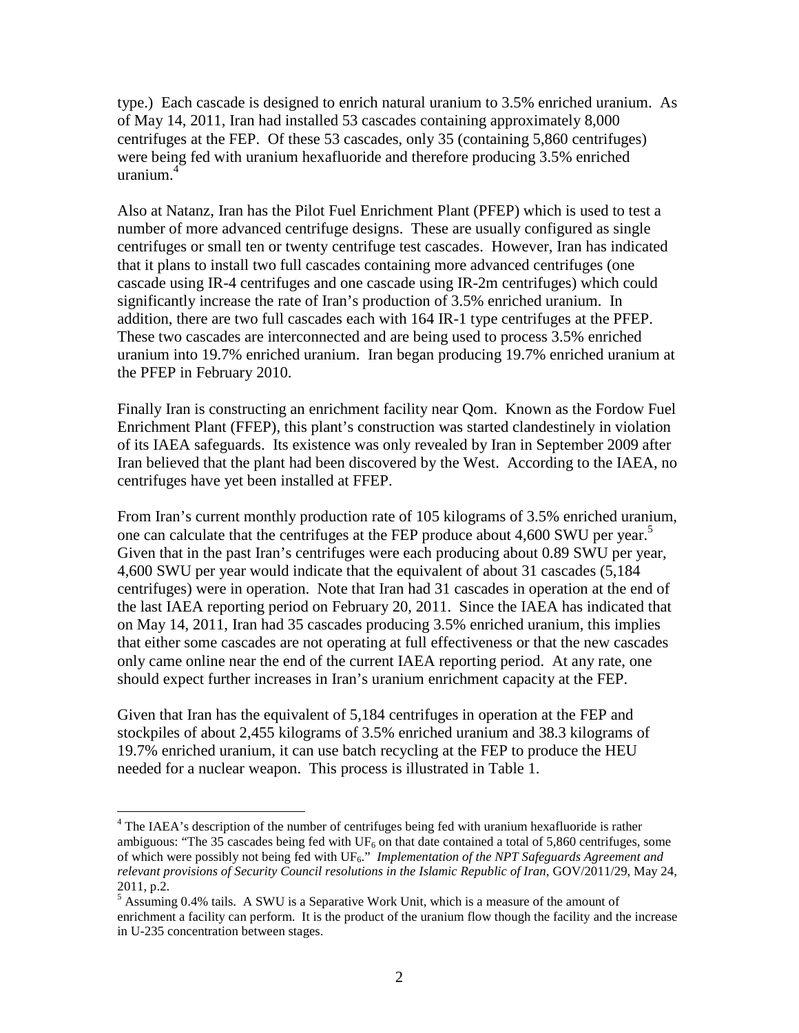type.) Each cascade is designed to enrich natural uranium to 3.5% enriched uranium. As of May 14, 2011, Iran had installed 53 cascades containing approximately 8,000 centrifuges at the FEP. Of these 53 cascades, only 35 (containing 5,860 centrifuges) were being fed with uranium hexafluoride and therefore producing 3.5% enriched uranium.[4]

Also at Natanz, Iran has the Pilot Fuel Enrichment Plant (PFEP) which is used to test a number of more advanced centrifuge designs. These are usually configured as single centrifuges or small ten or twenty centrifuge test cascades. However, Iran has indicated that it plans to install two full cascades containing more advanced centrifuges (one cascade using IR-4 centrifuges and one cascade using IR-2m centrifuges) which could significantly increase the rate of Iran's production of 3.5% enriched uranium. In addition, there are two full cascades each with 164 IR-1 type centrifuges at the PFEP. These two cascades are interconnected and are being used to process 3.5% enriched uranium into 19.7% enriched uranium. Iran began producing 19.7% enriched uranium at the PFEP in February 2010.

Finally Iran is constructing an enrichment facility near Qom. Known as the Fordow Fuel Enrichment Plant (FFEP), this plant's construction was started clandestinely in violation of its IAEA safeguards. Its existence was only revealed by Iran in September 2009 after Iran believed that the plant had been discovered by the West. According to the IAEA, no centrifuges have yet been installed at FFEP.

From Iran's current monthly production rate of 105 kilograms of 3.5% enriched uranium, one can calculate that the centrifuges at the FEP produce about 4,600 SWU per year.[5] Given that in the past Iran's centrifuges were each producing about 0.89 SWU per year, 4,600 SWU per year would indicate that the equivalent of about 31 cascades (5,184 centrifuges) were in operation. Note that Iran had 31 cascades in operation at the end of the last IAEA reporting period on February 20, 2011. Since the IAEA has indicated that on May 14, 2011, Iran had 35 cascades producing 3.5% enriched uranium, this implies that either some cascades are not operating at full effectiveness or that the new cascades only came online near the end of the current IAEA reporting period. At any rate, one should expect further increases in Iran's uranium enrichment capacity at the FEP.

Given that Iran has the equivalent of 5,184 centrifuges in operation at the FEP and stockpiles of about 2,455 kilograms of 3.5% enriched uranium and 38.3 kilograms of 19.7% enriched uranium, it can use batch recycling at the FEP to produce the HEU needed for a nuclear weapon. This process is illustrated in Table 1.

---

[4] The IAEA's description of the number of centrifuges being fed with uranium hexafluoride is rather ambiguous: "The 35 cascades being fed with $UF_6$ on that date contained a total of 5,860 centrifuges, some of which were possibly not being fed with $UF_6$." *Implementation of the NPT Safeguards Agreement and relevant provisions of Security Council resolutions in the Islamic Republic of Iran*, GOV/2011/29, May 24, 2011, p.2.

[5] Assuming 0.4% tails. A SWU is a Separative Work Unit, which is a measure of the amount of enrichment a facility can perform. It is the product of the uranium flow though the facility and the increase in U-235 concentration between stages.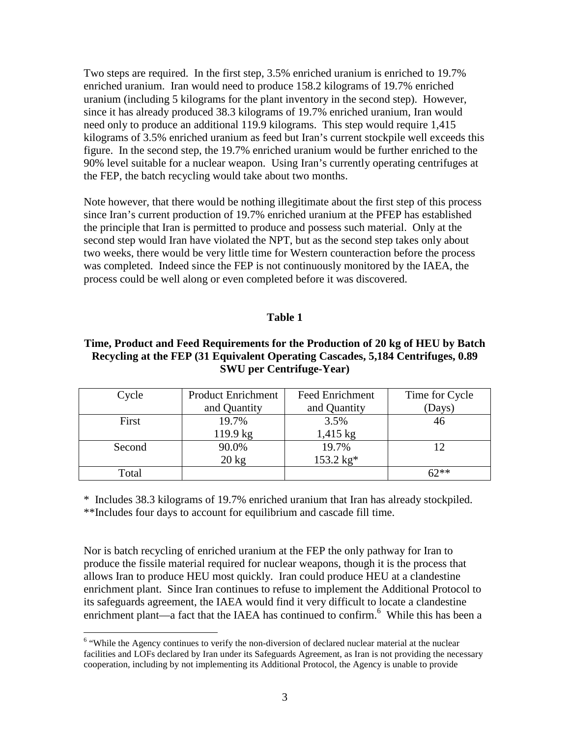Two steps are required. In the first step, 3.5% enriched uranium is enriched to 19.7% enriched uranium. Iran would need to produce 158.2 kilograms of 19.7% enriched uranium (including 5 kilograms for the plant inventory in the second step). However, since it has already produced 38.3 kilograms of 19.7% enriched uranium, Iran would need only to produce an additional 119.9 kilograms. This step would require 1,415 kilograms of 3.5% enriched uranium as feed but Iran's current stockpile well exceeds this figure. In the second step, the 19.7% enriched uranium would be further enriched to the 90% level suitable for a nuclear weapon. Using Iran's currently operating centrifuges at the FEP, the batch recycling would take about two months.

Note however, that there would be nothing illegitimate about the first step of this process since Iran's current production of 19.7% enriched uranium at the PFEP has established the principle that Iran is permitted to produce and possess such material. Only at the second step would Iran have violated the NPT, but as the second step takes only about two weeks, there would be very little time for Western counteraction before the process was completed. Indeed since the FEP is not continuously monitored by the IAEA, the process could be well along or even completed before it was discovered.

**Table 1**

**Time, Product and Feed Requirements for the Production of 20 kg of HEU by Batch Recycling at the FEP (31 Equivalent Operating Cascades, 5,184 Centrifuges, 0.89 SWU per Centrifuge-Year)**

| Cycle | Product Enrichment and Quantity | Feed Enrichment and Quantity | Time for Cycle (Days) |
|---|---|---|---|
| First | 19.7% 119.9 kg | 3.5% 1,415 kg | 46 |
| Second | 90.0% 20 kg | 19.7% 153.2 kg* | 12 |
| Total | | | 62** |

\* Includes 38.3 kilograms of 19.7% enriched uranium that Iran has already stockpiled.
\*\*Includes four days to account for equilibrium and cascade fill time.

Nor is batch recycling of enriched uranium at the FEP the only pathway for Iran to produce the fissile material required for nuclear weapons, though it is the process that allows Iran to produce HEU most quickly. Iran could produce HEU at a clandestine enrichment plant. Since Iran continues to refuse to implement the Additional Protocol to its safeguards agreement, the IAEA would find it very difficult to locate a clandestine enrichment plant—a fact that the IAEA has continued to confirm.[6] While this has been a

[6] "While the Agency continues to verify the non-diversion of declared nuclear material at the nuclear facilities and LOFs declared by Iran under its Safeguards Agreement, as Iran is not providing the necessary cooperation, including by not implementing its Additional Protocol, the Agency is unable to provide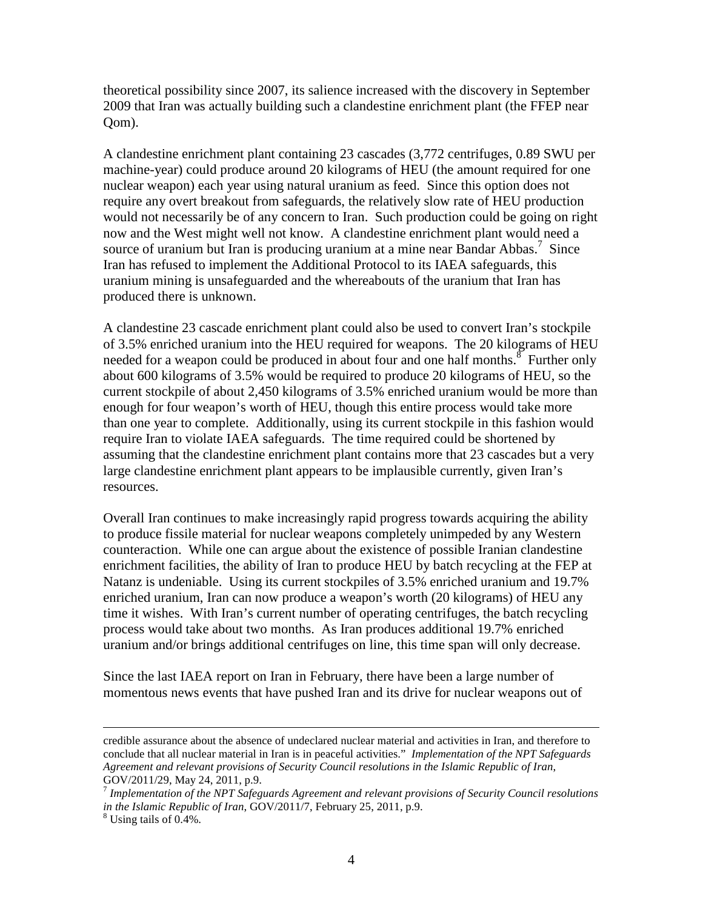theoretical possibility since 2007, its salience increased with the discovery in September 2009 that Iran was actually building such a clandestine enrichment plant (the FFEP near Qom).

A clandestine enrichment plant containing 23 cascades (3,772 centrifuges, 0.89 SWU per machine-year) could produce around 20 kilograms of HEU (the amount required for one nuclear weapon) each year using natural uranium as feed. Since this option does not require any overt breakout from safeguards, the relatively slow rate of HEU production would not necessarily be of any concern to Iran. Such production could be going on right now and the West might well not know. A clandestine enrichment plant would need a source of uranium but Iran is producing uranium at a mine near Bandar Abbas.[7] Since Iran has refused to implement the Additional Protocol to its IAEA safeguards, this uranium mining is unsafeguarded and the whereabouts of the uranium that Iran has produced there is unknown.

A clandestine 23 cascade enrichment plant could also be used to convert Iran's stockpile of 3.5% enriched uranium into the HEU required for weapons. The 20 kilograms of HEU needed for a weapon could be produced in about four and one half months.[8] Further only about 600 kilograms of 3.5% would be required to produce 20 kilograms of HEU, so the current stockpile of about 2,450 kilograms of 3.5% enriched uranium would be more than enough for four weapon's worth of HEU, though this entire process would take more than one year to complete. Additionally, using its current stockpile in this fashion would require Iran to violate IAEA safeguards. The time required could be shortened by assuming that the clandestine enrichment plant contains more that 23 cascades but a very large clandestine enrichment plant appears to be implausible currently, given Iran's resources.

Overall Iran continues to make increasingly rapid progress towards acquiring the ability to produce fissile material for nuclear weapons completely unimpeded by any Western counteraction. While one can argue about the existence of possible Iranian clandestine enrichment facilities, the ability of Iran to produce HEU by batch recycling at the FEP at Natanz is undeniable. Using its current stockpiles of 3.5% enriched uranium and 19.7% enriched uranium, Iran can now produce a weapon's worth (20 kilograms) of HEU any time it wishes. With Iran's current number of operating centrifuges, the batch recycling process would take about two months. As Iran produces additional 19.7% enriched uranium and/or brings additional centrifuges on line, this time span will only decrease.

Since the last IAEA report on Iran in February, there have been a large number of momentous news events that have pushed Iran and its drive for nuclear weapons out of

---

credible assurance about the absence of undeclared nuclear material and activities in Iran, and therefore to conclude that all nuclear material in Iran is in peaceful activities." *Implementation of the NPT Safeguards Agreement and relevant provisions of Security Council resolutions in the Islamic Republic of Iran*, GOV/2011/29, May 24, 2011, p.9.

[7] *Implementation of the NPT Safeguards Agreement and relevant provisions of Security Council resolutions in the Islamic Republic of Iran*, GOV/2011/7, February 25, 2011, p.9.

[8] Using tails of 0.4%.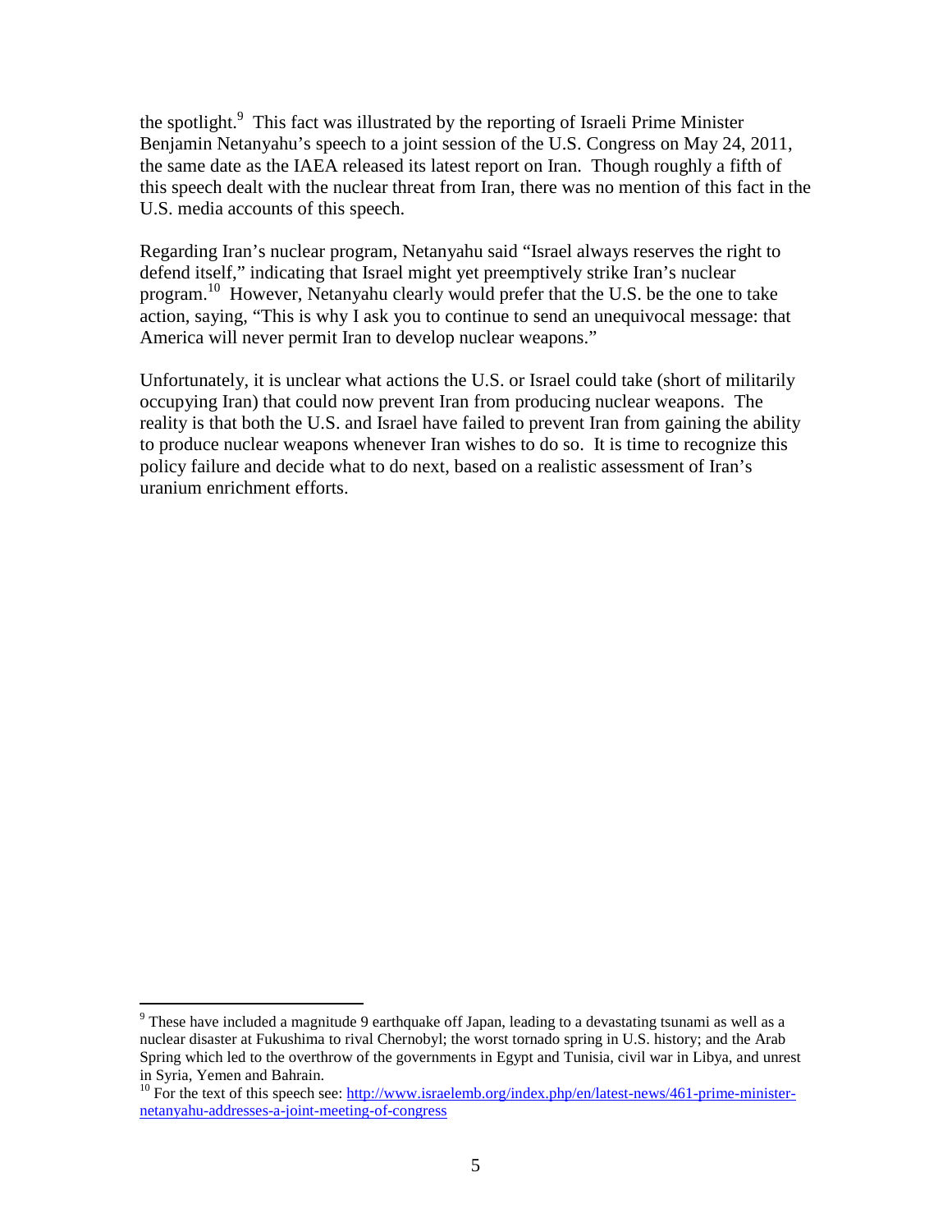the spotlight.[9] This fact was illustrated by the reporting of Israeli Prime Minister Benjamin Netanyahu's speech to a joint session of the U.S. Congress on May 24, 2011, the same date as the IAEA released its latest report on Iran. Though roughly a fifth of this speech dealt with the nuclear threat from Iran, there was no mention of this fact in the U.S. media accounts of this speech.

Regarding Iran's nuclear program, Netanyahu said "Israel always reserves the right to defend itself," indicating that Israel might yet preemptively strike Iran's nuclear program.[10] However, Netanyahu clearly would prefer that the U.S. be the one to take action, saying, "This is why I ask you to continue to send an unequivocal message: that America will never permit Iran to develop nuclear weapons."

Unfortunately, it is unclear what actions the U.S. or Israel could take (short of militarily occupying Iran) that could now prevent Iran from producing nuclear weapons. The reality is that both the U.S. and Israel have failed to prevent Iran from gaining the ability to produce nuclear weapons whenever Iran wishes to do so. It is time to recognize this policy failure and decide what to do next, based on a realistic assessment of Iran's uranium enrichment efforts.

---

[9] These have included a magnitude 9 earthquake off Japan, leading to a devastating tsunami as well as a nuclear disaster at Fukushima to rival Chernobyl; the worst tornado spring in U.S. history; and the Arab Spring which led to the overthrow of the governments in Egypt and Tunisia, civil war in Libya, and unrest in Syria, Yemen and Bahrain.

[10] For the text of this speech see: http://www.israelemb.org/index.php/en/latest-news/461-prime-minister-netanyahu-addresses-a-joint-meeting-of-congress